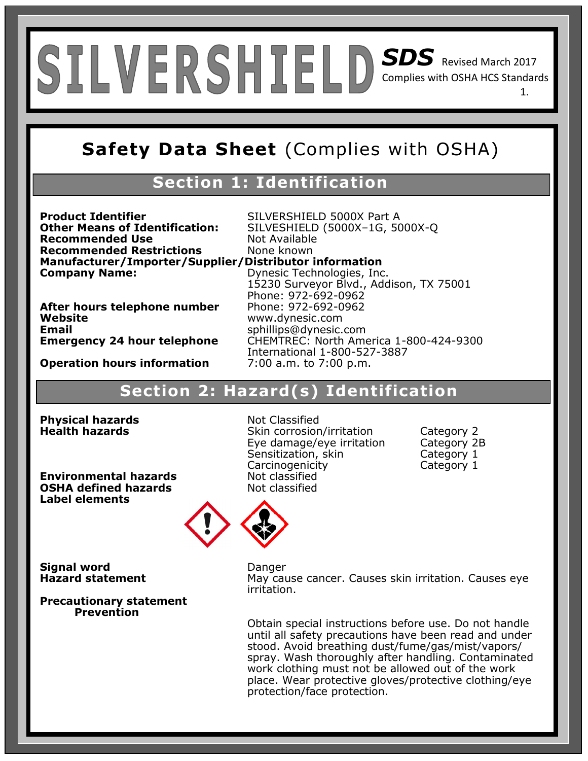# SILVERSHIELD

**SDS** Revised March 2017
Complies with OSHA HCS Standards

## Safety Data Sheet (Complies with OSHA)

## Section 1: Identification

**Product Identifier** SILVERSHIELD 5000X Part A
**Other Means of Identification:** SILVESHIELD (5000X–1G, 5000X-Q
**Recommended Use** Not Available
**Recommended Restrictions** None known
**Manufacturer/Importer/Supplier/Distributor information**
**Company Name:** Dynesic Technologies, Inc.
15230 Surveyor Blvd., Addison, TX 75001
Phone: 972-692-0962
**After hours telephone number** Phone: 972-692-0962
**Website** www.dynesic.com
**Email** sphillips@dynesic.com
**Emergency 24 hour telephone** CHEMTREC: North America 1-800-424-9300
International 1-800-527-3887
**Operation hours information** 7:00 a.m. to 7:00 p.m.

## Section 2: Hazard(s) Identification

**Physical hazards** Not Classified

**Health hazards**

| | |
|---|---|
| Skin corrosion/irritation | Category 2 |
| Eye damage/eye irritation | Category 2B |
| Sensitization, skin | Category 1 |
| Carcinogenicity | Category 1 |

**Environmental hazards** Not classified
**OSHA defined hazards** Not classified
**Label elements**

**Signal word** Danger
**Hazard statement** May cause cancer. Causes skin irritation. Causes eye irritation.

**Precautionary statement**
**Prevention**

Obtain special instructions before use. Do not handle until all safety precautions have been read and under stood. Avoid breathing dust/fume/gas/mist/vapors/ spray. Wash thoroughly after handling. Contaminated work clothing must not be allowed out of the work place. Wear protective gloves/protective clothing/eye protection/face protection.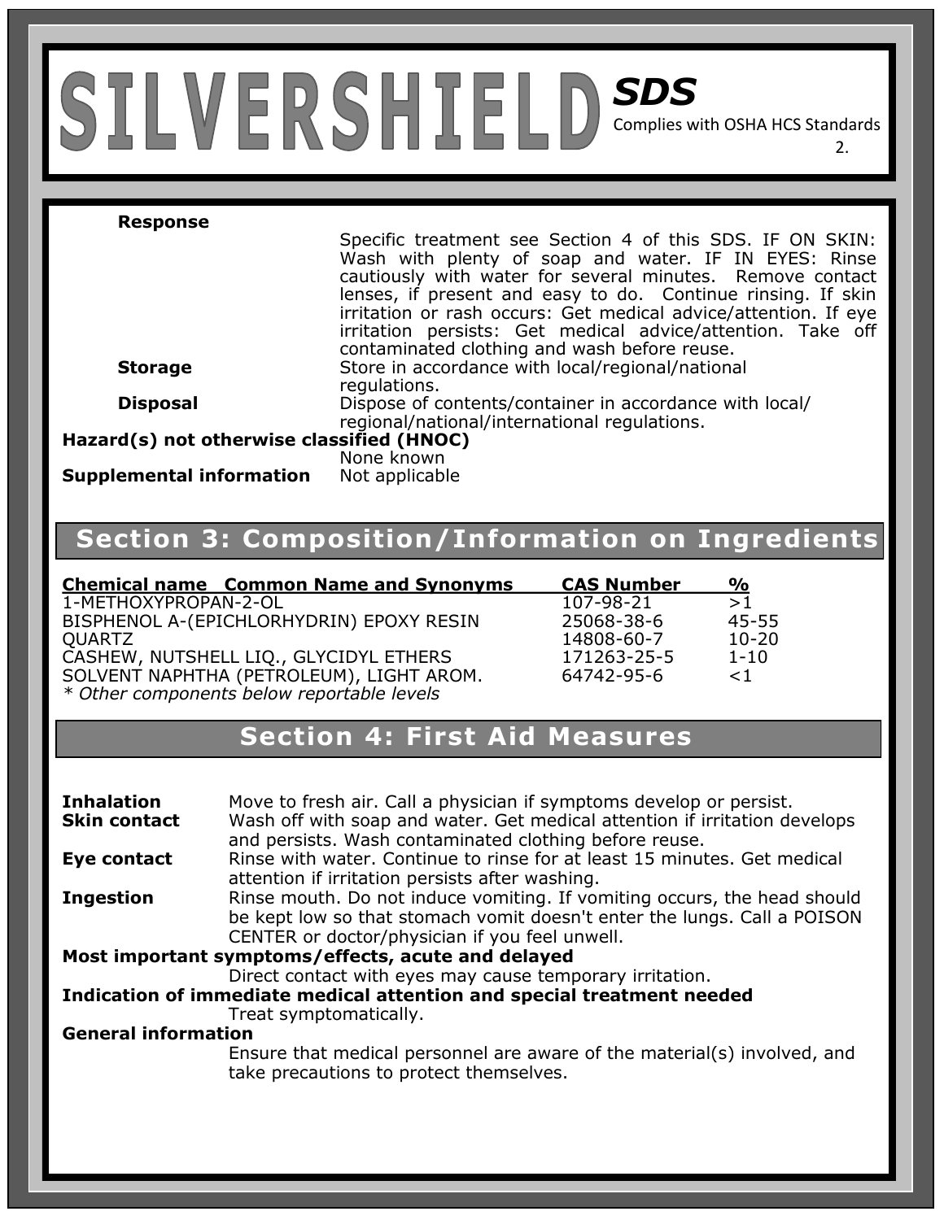**Response**

Specific treatment see Section 4 of this SDS. IF ON SKIN: Wash with plenty of soap and water. IF IN EYES: Rinse cautiously with water for several minutes. Remove contact lenses, if present and easy to do. Continue rinsing. If skin irritation or rash occurs: Get medical advice/attention. If eye irritation persists: Get medical advice/attention. Take off contaminated clothing and wash before reuse.

**Storage** Store in accordance with local/regional/national regulations.

**Disposal** Dispose of contents/container in accordance with local/regional/national/international regulations.

**Hazard(s) not otherwise classified (HNOC)**

None known

**Supplemental information** Not applicable

## Section 3: Composition/Information on Ingredients

| Chemical name Common Name and Synonyms | CAS Number | % |
|---|---|---|
| 1-METHOXYPROPAN-2-OL | 107-98-21 | >1 |
| BISPHENOL A-(EPICHLORHYDRIN) EPOXY RESIN | 25068-38-6 | 45-55 |
| QUARTZ | 14808-60-7 | 10-20 |
| CASHEW, NUTSHELL LIQ., GLYCIDYL ETHERS | 171263-25-5 | 1-10 |
| SOLVENT NAPHTHA (PETROLEUM), LIGHT AROM. | 64742-95-6 | <1 |

*\* Other components below reportable levels*

## Section 4: First Aid Measures

**Inhalation** Move to fresh air. Call a physician if symptoms develop or persist.

**Skin contact** Wash off with soap and water. Get medical attention if irritation develops and persists. Wash contaminated clothing before reuse.

**Eye contact** Rinse with water. Continue to rinse for at least 15 minutes. Get medical attention if irritation persists after washing.

**Ingestion** Rinse mouth. Do not induce vomiting. If vomiting occurs, the head should be kept low so that stomach vomit doesn't enter the lungs. Call a POISON CENTER or doctor/physician if you feel unwell.

**Most important symptoms/effects, acute and delayed**

Direct contact with eyes may cause temporary irritation.

**Indication of immediate medical attention and special treatment needed**

Treat symptomatically.

**General information**

Ensure that medical personnel are aware of the material(s) involved, and take precautions to protect themselves.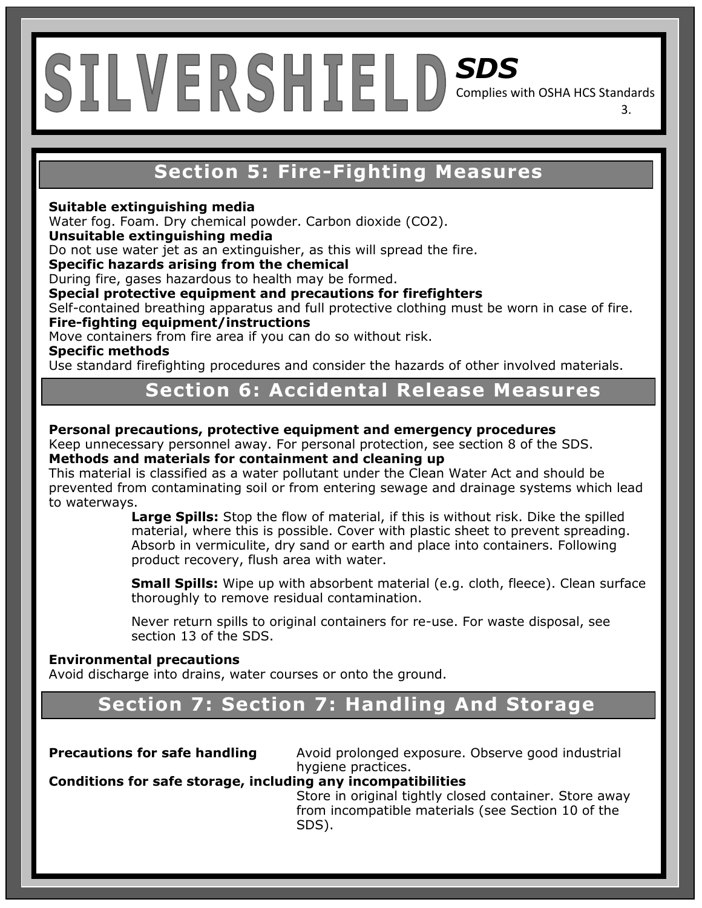## Section 5: Fire-Fighting Measures

**Suitable extinguishing media**
Water fog. Foam. Dry chemical powder. Carbon dioxide ($CO_2$).

**Unsuitable extinguishing media**
Do not use water jet as an extinguisher, as this will spread the fire.

**Specific hazards arising from the chemical**
During fire, gases hazardous to health may be formed.

**Special protective equipment and precautions for firefighters**
Self-contained breathing apparatus and full protective clothing must be worn in case of fire.

**Fire-fighting equipment/instructions**
Move containers from fire area if you can do so without risk.

**Specific methods**
Use standard firefighting procedures and consider the hazards of other involved materials.

## Section 6: Accidental Release Measures

**Personal precautions, protective equipment and emergency procedures**
Keep unnecessary personnel away. For personal protection, see section 8 of the SDS.

**Methods and materials for containment and cleaning up**
This material is classified as a water pollutant under the Clean Water Act and should be prevented from contaminating soil or from entering sewage and drainage systems which lead to waterways.

**Large Spills:** Stop the flow of material, if this is without risk. Dike the spilled material, where this is possible. Cover with plastic sheet to prevent spreading. Absorb in vermiculite, dry sand or earth and place into containers. Following product recovery, flush area with water.

**Small Spills:** Wipe up with absorbent material (e.g. cloth, fleece). Clean surface thoroughly to remove residual contamination.

Never return spills to original containers for re-use. For waste disposal, see section 13 of the SDS.

**Environmental precautions**
Avoid discharge into drains, water courses or onto the ground.

## Section 7: Section 7: Handling And Storage

**Precautions for safe handling** Avoid prolonged exposure. Observe good industrial hygiene practices.

**Conditions for safe storage, including any incompatibilities**
Store in original tightly closed container. Store away from incompatible materials (see Section 10 of the SDS).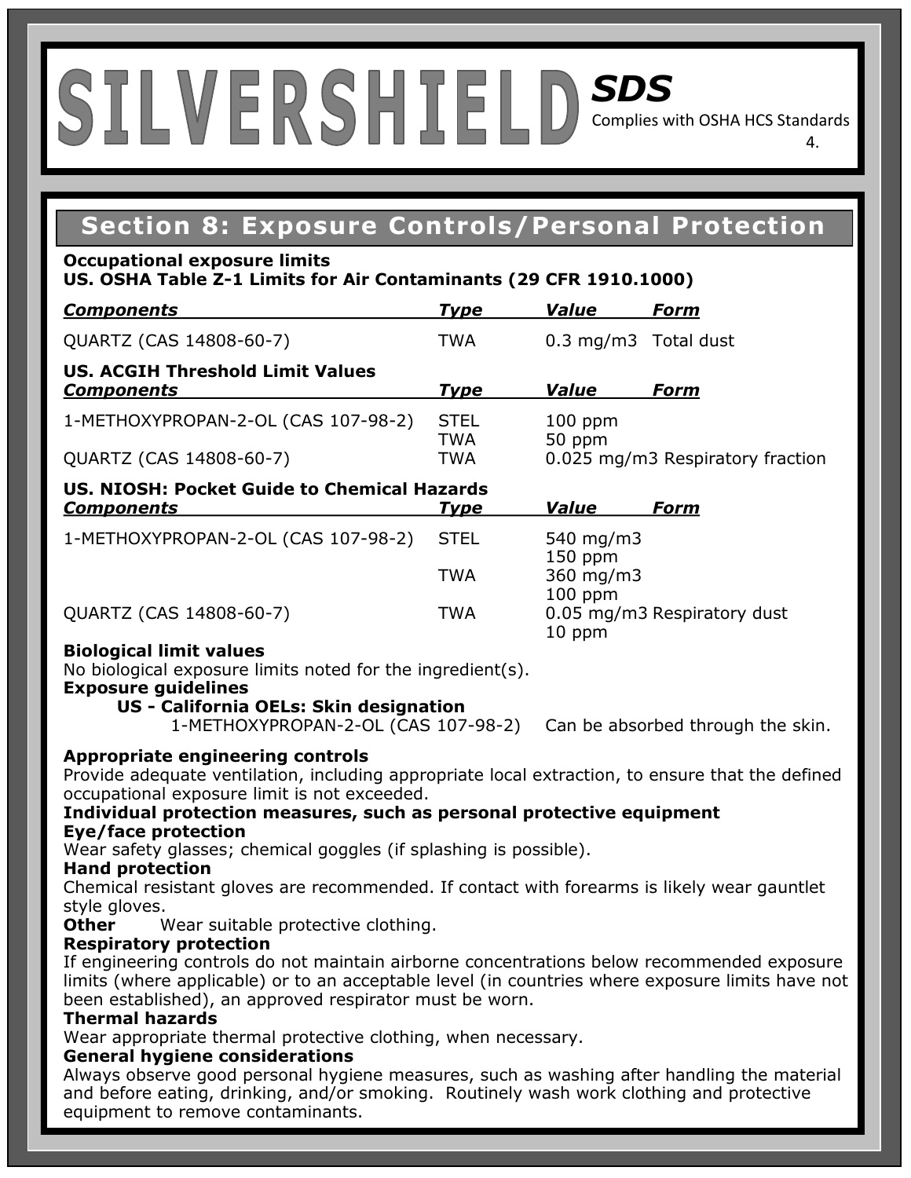# SILVERSHIELD SDS

Complies with OSHA HCS Standards

## Section 8: Exposure Controls/Personal Protection

**Occupational exposure limits**
**US. OSHA Table Z-1 Limits for Air Contaminants (29 CFR 1910.1000)**

| Components | Type | Value | Form |
|---|---|---|---|
| QUARTZ (CAS 14808-60-7) | TWA | 0.3 mg/m3 | Total dust |

**US. ACGIH Threshold Limit Values**

| Components | Type | Value | Form |
|---|---|---|---|
| 1-METHOXYPROPAN-2-OL (CAS 107-98-2) | STEL | 100 ppm | |
| | TWA | 50 ppm | |
| QUARTZ (CAS 14808-60-7) | TWA | 0.025 mg/m3 | Respiratory fraction |

**US. NIOSH: Pocket Guide to Chemical Hazards**

| Components | Type | Value | Form |
|---|---|---|---|
| 1-METHOXYPROPAN-2-OL (CAS 107-98-2) | STEL | 540 mg/m3 | |
| | | 150 ppm | |
| | TWA | 360 mg/m3 | |
| | | 100 ppm | |
| QUARTZ (CAS 14808-60-7) | TWA | 0.05 mg/m3 | Respiratory dust |
| | | 10 ppm | |

**Biological limit values**
No biological exposure limits noted for the ingredient(s).

**Exposure guidelines**

**US - California OELs: Skin designation**

1-METHOXYPROPAN-2-OL (CAS 107-98-2) Can be absorbed through the skin.

**Appropriate engineering controls**
Provide adequate ventilation, including appropriate local extraction, to ensure that the defined occupational exposure limit is not exceeded.

**Individual protection measures, such as personal protective equipment**

**Eye/face protection**
Wear safety glasses; chemical goggles (if splashing is possible).

**Hand protection**
Chemical resistant gloves are recommended. If contact with forearms is likely wear gauntlet style gloves.

**Other** Wear suitable protective clothing.

**Respiratory protection**
If engineering controls do not maintain airborne concentrations below recommended exposure limits (where applicable) or to an acceptable level (in countries where exposure limits have not been established), an approved respirator must be worn.

**Thermal hazards**
Wear appropriate thermal protective clothing, when necessary.

**General hygiene considerations**
Always observe good personal hygiene measures, such as washing after handling the material and before eating, drinking, and/or smoking. Routinely wash work clothing and protective equipment to remove contaminants.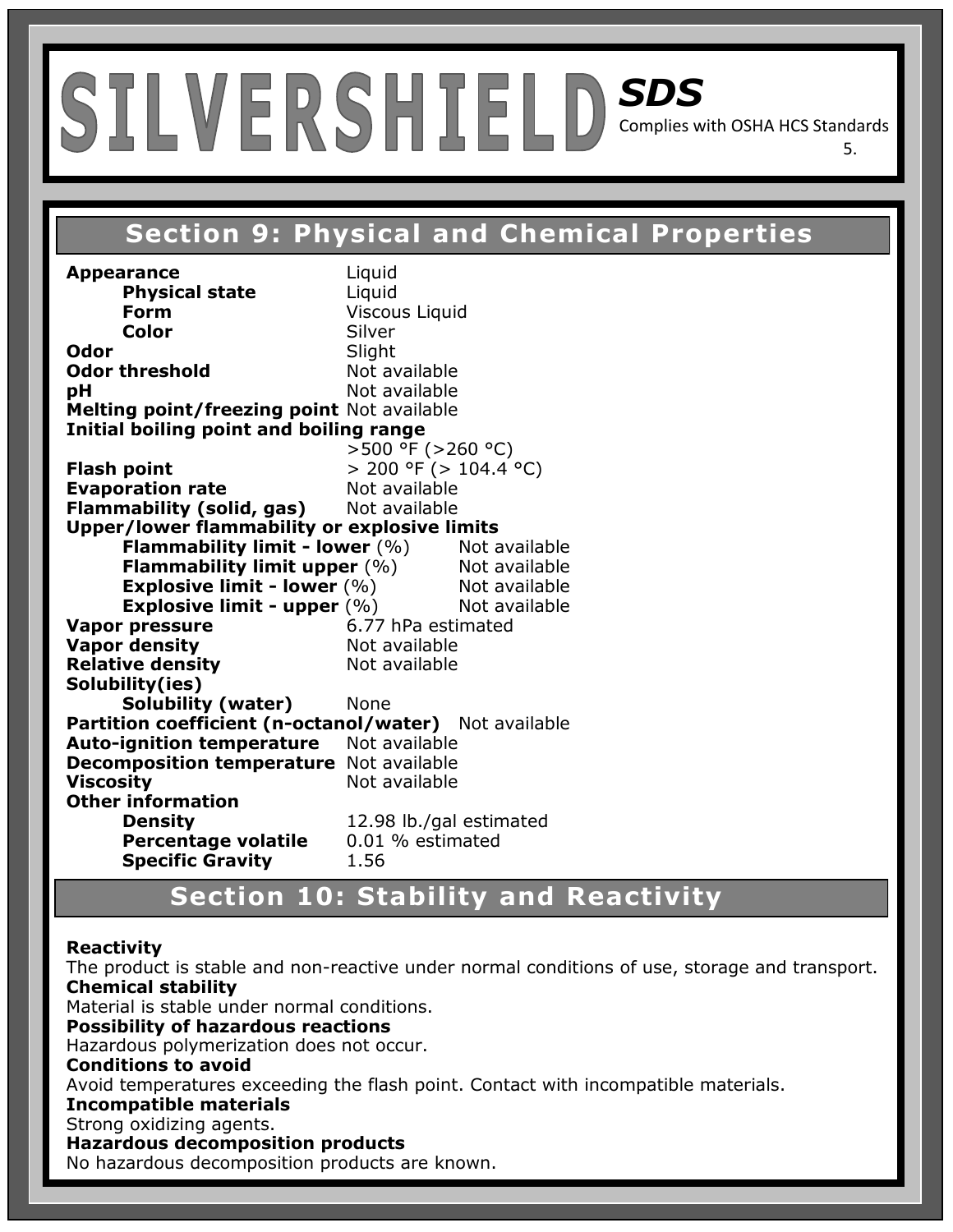# SILVERSHIELD SDS

Complies with OSHA HCS Standards

## Section 9: Physical and Chemical Properties

| Property | Value |
|---|---|
| **Appearance** | Liquid |
| **Physical state** | Liquid |
| **Form** | Viscous Liquid |
| **Color** | Silver |
| **Odor** | Slight |
| **Odor threshold** | Not available |
| **pH** | Not available |
| **Melting point/freezing point** | Not available |
| **Initial boiling point and boiling range** | >500 °F (>260 °C) |
| **Flash point** | > 200 °F (> 104.4 °C) |
| **Evaporation rate** | Not available |
| **Flammability (solid, gas)** | Not available |
| **Upper/lower flammability or explosive limits** | |
| **Flammability limit - lower** (%) | Not available |
| **Flammability limit upper** (%) | Not available |
| **Explosive limit - lower** (%) | Not available |
| **Explosive limit - upper** (%) | Not available |
| **Vapor pressure** | 6.77 hPa estimated |
| **Vapor density** | Not available |
| **Relative density** | Not available |
| **Solubility(ies)** | |
| **Solubility (water)** | None |
| **Partition coefficient (n-octanol/water)** | Not available |
| **Auto-ignition temperature** | Not available |
| **Decomposition temperature** | Not available |
| **Viscosity** | Not available |
| **Other information** | |
| **Density** | 12.98 lb./gal estimated |
| **Percentage volatile** | 0.01 % estimated |
| **Specific Gravity** | 1.56 |

## Section 10: Stability and Reactivity

**Reactivity**
The product is stable and non-reactive under normal conditions of use, storage and transport.

**Chemical stability**
Material is stable under normal conditions.

**Possibility of hazardous reactions**
Hazardous polymerization does not occur.

**Conditions to avoid**
Avoid temperatures exceeding the flash point. Contact with incompatible materials.

**Incompatible materials**
Strong oxidizing agents.

**Hazardous decomposition products**
No hazardous decomposition products are known.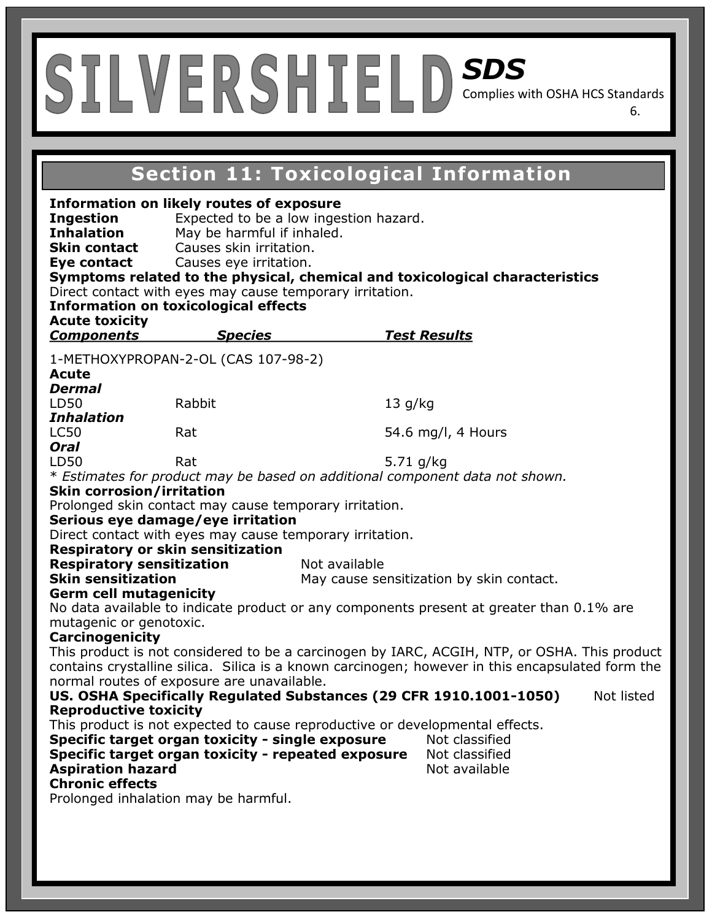# SILVERSHIELD

**SDS**

Complies with OSHA HCS Standards

## Section 11: Toxicological Information

**Information on likely routes of exposure**

**Ingestion** Expected to be a low ingestion hazard.
**Inhalation** May be harmful if inhaled.
**Skin contact** Causes skin irritation.
**Eye contact** Causes eye irritation.

**Symptoms related to the physical, chemical and toxicological characteristics**

Direct contact with eyes may cause temporary irritation.

**Information on toxicological effects**

**Acute toxicity**

| ***Components*** | ***Species*** | ***Test Results*** |
|---|---|---|
| 1-METHOXYPROPAN-2-OL (CAS 107-98-2) | | |
| **Acute** | | |
| ***Dermal*** | | |
| LD50 | Rabbit | 13 g/kg |
| ***Inhalation*** | | |
| LC50 | Rat | 54.6 mg/l, 4 Hours |
| ***Oral*** | | |
| LD50 | Rat | 5.71 g/kg |

*\* Estimates for product may be based on additional component data not shown.*

**Skin corrosion/irritation**

Prolonged skin contact may cause temporary irritation.

**Serious eye damage/eye irritation**

Direct contact with eyes may cause temporary irritation.

**Respiratory or skin sensitization**

**Respiratory sensitization** Not available
**Skin sensitization** May cause sensitization by skin contact.

**Germ cell mutagenicity**

No data available to indicate product or any components present at greater than 0.1% are mutagenic or genotoxic.

**Carcinogenicity**

This product is not considered to be a carcinogen by IARC, ACGIH, NTP, or OSHA. This product contains crystalline silica. Silica is a known carcinogen; however in this encapsulated form the normal routes of exposure are unavailable.

**US. OSHA Specifically Regulated Substances (29 CFR 1910.1001-1050)** Not listed

**Reproductive toxicity**

This product is not expected to cause reproductive or developmental effects.

**Specific target organ toxicity - single exposure** Not classified
**Specific target organ toxicity - repeated exposure** Not classified
**Aspiration hazard** Not available

**Chronic effects**

Prolonged inhalation may be harmful.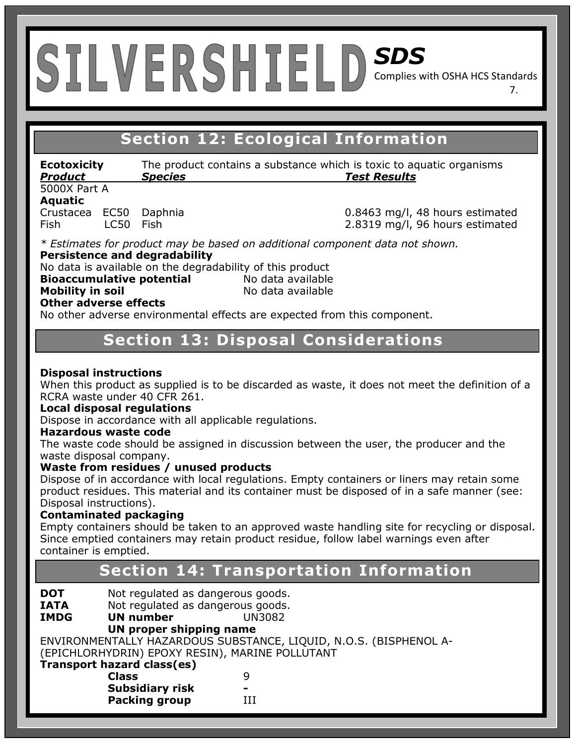# SILVERSHIELD SDS

Complies with OSHA HCS Standards

## Section 12: Ecological Information

**Ecotoxicity** The product contains a substance which is toxic to aquatic organisms

| ***Product*** | | ***Species*** | ***Test Results*** |
|---|---|---|---|
| 5000X Part A | | | |
| **Aquatic** | | | |
| Crustacea | EC50 | Daphnia | 0.8463 mg/l, 48 hours estimated |
| Fish | LC50 | Fish | 2.8319 mg/l, 96 hours estimated |

*\* Estimates for product may be based on additional component data not shown.*

**Persistence and degradability**

No data is available on the degradability of this product

**Bioaccumulative potential** No data available

**Mobility in soil** No data available

**Other adverse effects**

No other adverse environmental effects are expected from this component.

## Section 13: Disposal Considerations

**Disposal instructions**

When this product as supplied is to be discarded as waste, it does not meet the definition of a RCRA waste under 40 CFR 261.

**Local disposal regulations**

Dispose in accordance with all applicable regulations.

**Hazardous waste code**

The waste code should be assigned in discussion between the user, the producer and the waste disposal company.

**Waste from residues / unused products**

Dispose of in accordance with local regulations. Empty containers or liners may retain some product residues. This material and its container must be disposed of in a safe manner (see: Disposal instructions).

**Contaminated packaging**

Empty containers should be taken to an approved waste handling site for recycling or disposal. Since emptied containers may retain product residue, follow label warnings even after container is emptied.

## Section 14: Transportation Information

**DOT** Not regulated as dangerous goods.

**IATA** Not regulated as dangerous goods.

**IMDG** **UN number** UN3082

**UN proper shipping name**

ENVIRONMENTALLY HAZARDOUS SUBSTANCE, LIQUID, N.O.S. (BISPHENOL A-(EPICHLORHYDRIN) EPOXY RESIN), MARINE POLLUTANT

**Transport hazard class(es)**

**Class** 9

**Subsidiary risk** -

**Packing group** III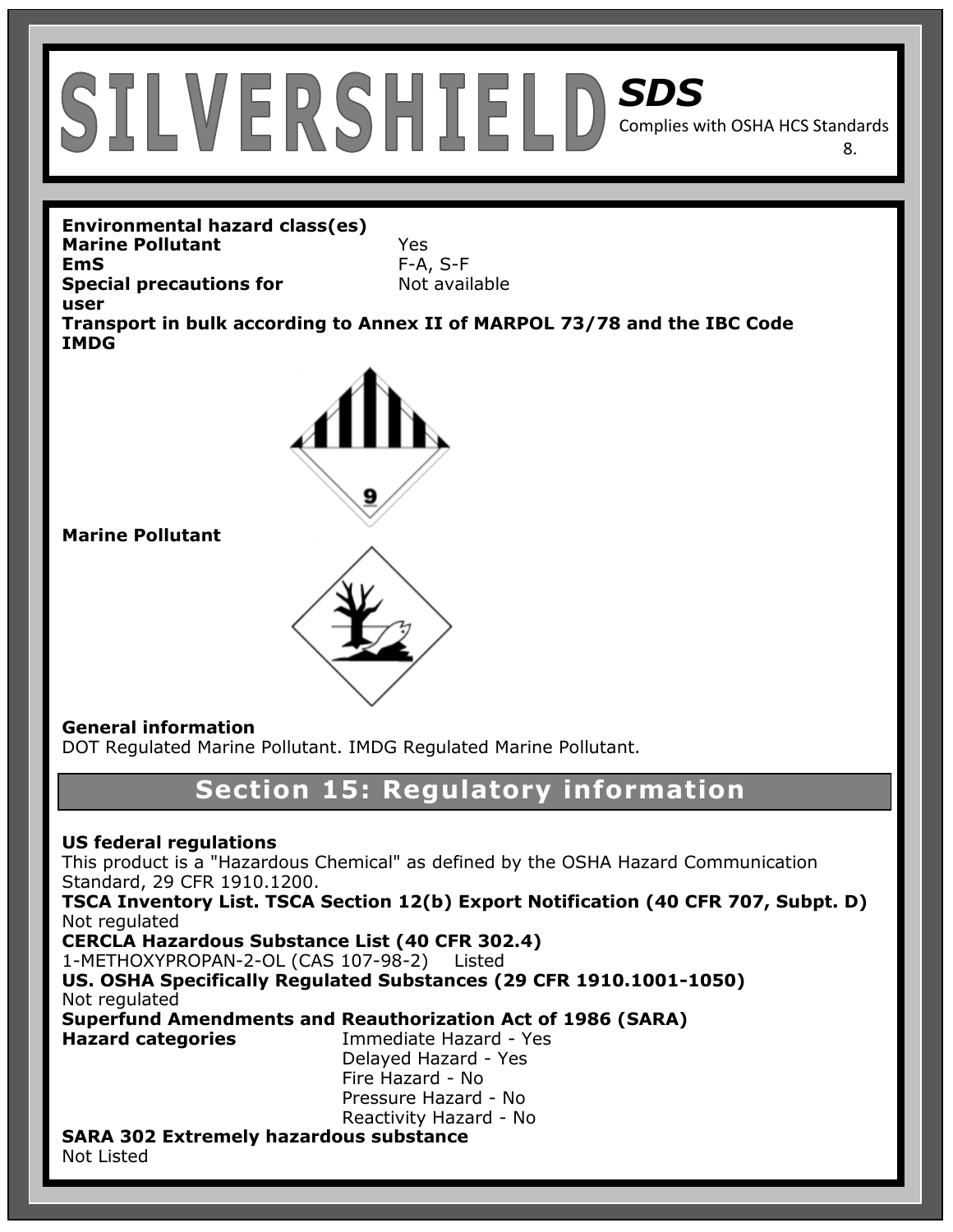**Environmental hazard class(es)**

| | |
|---|---|
| **Marine Pollutant** | Yes |
| **EmS** | F-A, S-F |
| **Special precautions for user** | Not available |

**Transport in bulk according to Annex II of MARPOL 73/78 and the IBC Code**

**IMDG**

**Marine Pollutant**

**General information**

DOT Regulated Marine Pollutant. IMDG Regulated Marine Pollutant.

## Section 15: Regulatory information

**US federal regulations**

This product is a "Hazardous Chemical" as defined by the OSHA Hazard Communication Standard, 29 CFR 1910.1200.

**TSCA Inventory List. TSCA Section 12(b) Export Notification (40 CFR 707, Subpt. D)**

Not regulated

**CERCLA Hazardous Substance List (40 CFR 302.4)**

1-METHOXYPROPAN-2-OL (CAS 107-98-2) Listed

**US. OSHA Specifically Regulated Substances (29 CFR 1910.1001-1050)**

Not regulated

**Superfund Amendments and Reauthorization Act of 1986 (SARA)**

**Hazard categories**

- Immediate Hazard - Yes
- Delayed Hazard - Yes
- Fire Hazard - No
- Pressure Hazard - No
- Reactivity Hazard - No

**SARA 302 Extremely hazardous substance**

Not Listed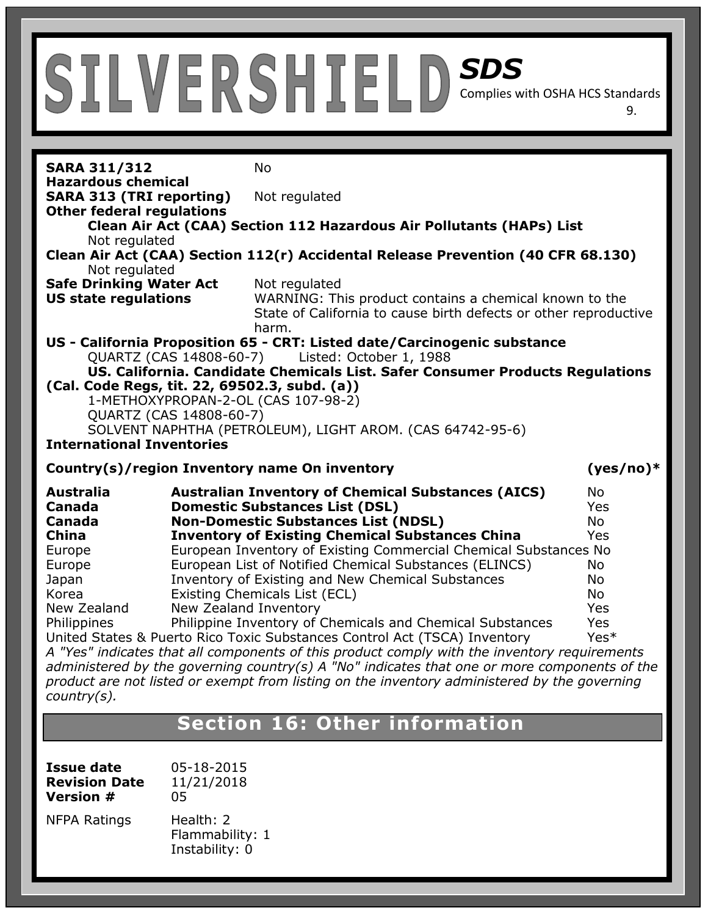**SARA 311/312 Hazardous chemical** No

**SARA 313 (TRI reporting)** Not regulated

**Other federal regulations**

**Clean Air Act (CAA) Section 112 Hazardous Air Pollutants (HAPs) List**

Not regulated

**Clean Air Act (CAA) Section 112(r) Accidental Release Prevention (40 CFR 68.130)**

Not regulated

**Safe Drinking Water Act** Not regulated

**US state regulations** WARNING: This product contains a chemical known to the State of California to cause birth defects or other reproductive harm.

**US - California Proposition 65 - CRT: Listed date/Carcinogenic substance**

QUARTZ (CAS 14808-60-7) Listed: October 1, 1988

**US. California. Candidate Chemicals List. Safer Consumer Products Regulations (Cal. Code Regs, tit. 22, 69502.3, subd. (a))**

1-METHOXYPROPAN-2-OL (CAS 107-98-2)
QUARTZ (CAS 14808-60-7)
SOLVENT NAPHTHA (PETROLEUM), LIGHT AROM. (CAS 64742-95-6)

**International Inventories**

| Country(s)/region | Inventory name | On inventory (yes/no)* |
|---|---|---|
| **Australia** | **Australian Inventory of Chemical Substances (AICS)** | No |
| **Canada** | **Domestic Substances List (DSL)** | Yes |
| **Canada** | **Non-Domestic Substances List (NDSL)** | No |
| **China** | **Inventory of Existing Chemical Substances China** | Yes |
| Europe | European Inventory of Existing Commercial Chemical Substances | No |
| Europe | European List of Notified Chemical Substances (ELINCS) | No |
| Japan | Inventory of Existing and New Chemical Substances | No |
| Korea | Existing Chemicals List (ECL) | No |
| New Zealand | New Zealand Inventory | Yes |
| Philippines | Philippine Inventory of Chemicals and Chemical Substances | Yes |
| United States & Puerto Rico | Toxic Substances Control Act (TSCA) Inventory | Yes* |

*A "Yes" indicates that all components of this product comply with the inventory requirements administered by the governing country(s) A "No" indicates that one or more components of the product are not listed or exempt from listing on the inventory administered by the governing country(s).*

## Section 16: Other information

**Issue date** 05-18-2015

**Revision Date** 11/21/2018

**Version #** 05

NFPA Ratings
Health: 2
Flammability: 1
Instability: 0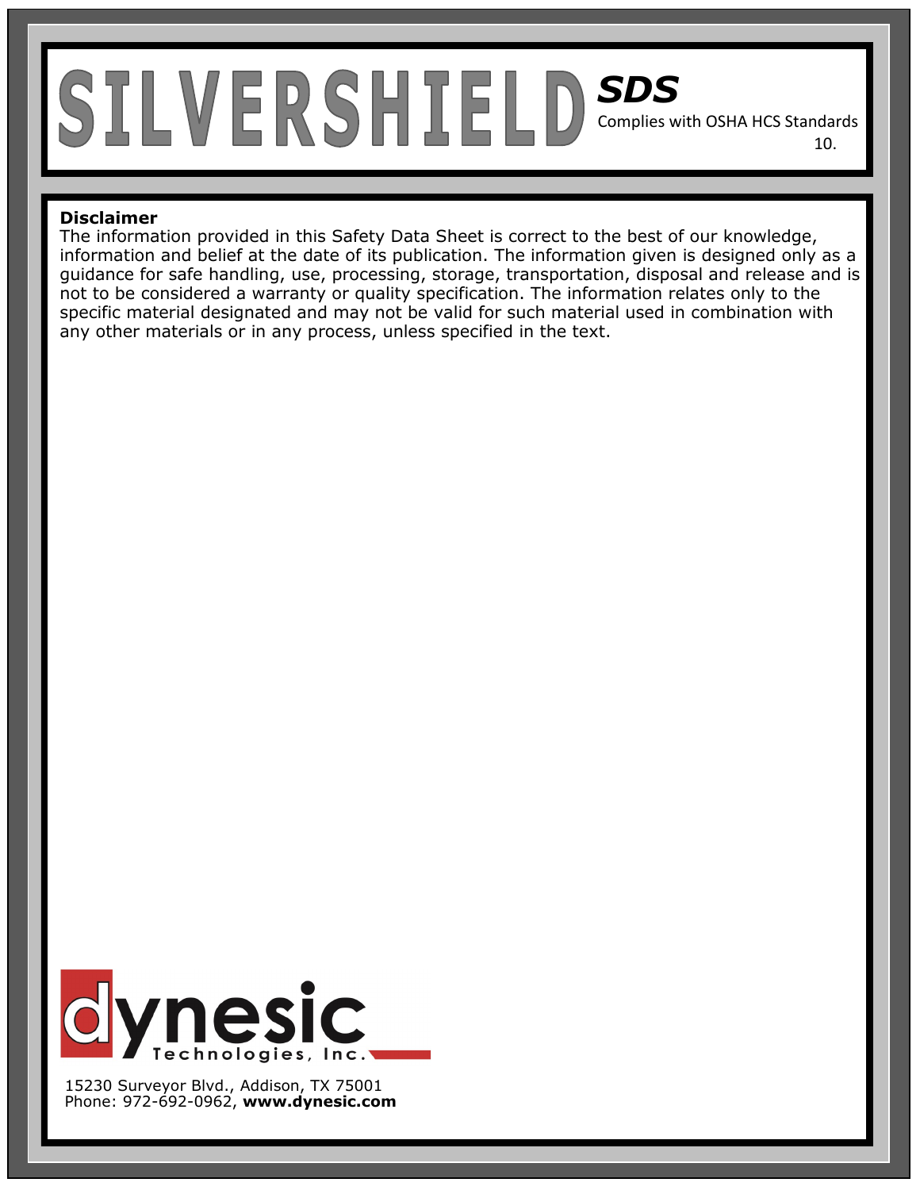# SILVERSHIELD

***SDS***

Complies with OSHA HCS Standards

**Disclaimer**

The information provided in this Safety Data Sheet is correct to the best of our knowledge, information and belief at the date of its publication. The information given is designed only as a guidance for safe handling, use, processing, storage, transportation, disposal and release and is not to be considered a warranty or quality specification. The information relates only to the specific material designated and may not be valid for such material used in combination with any other materials or in any process, unless specified in the text.

dynesic Technologies, Inc.

15230 Surveyor Blvd., Addison, TX 75001
Phone: 972-692-0962, **www.dynesic.com**